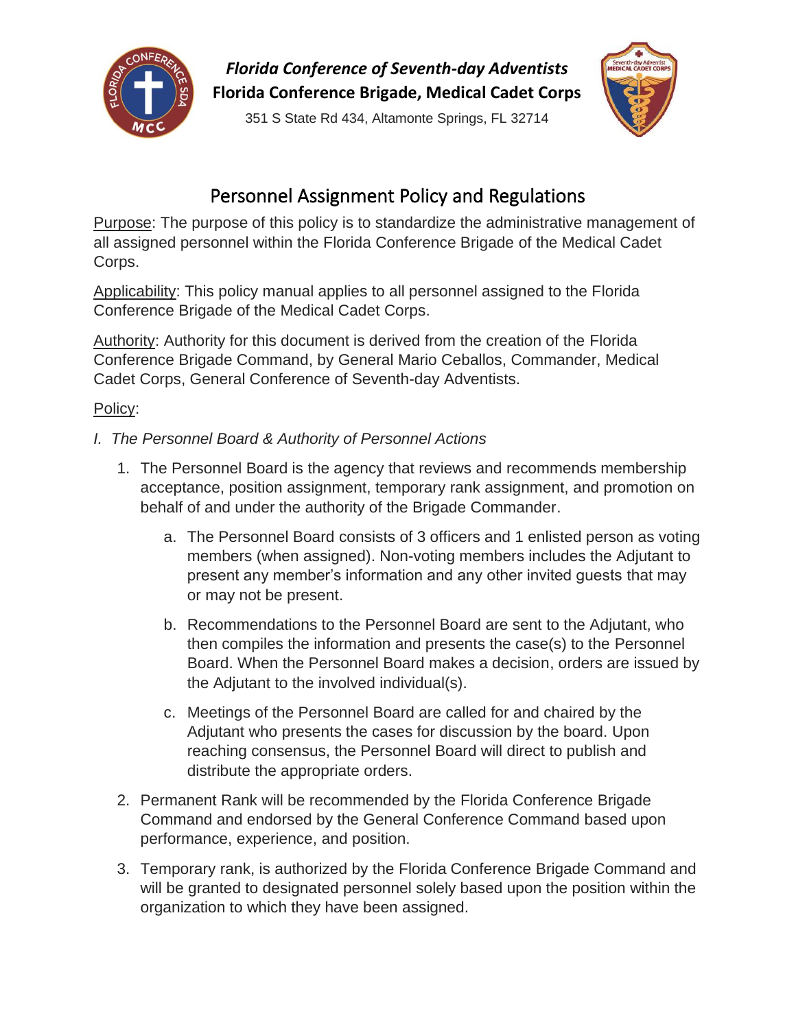***Florida Conference of Seventh-day Adventists***

**Florida Conference Brigade, Medical Cadet Corps**

351 S State Rd 434, Altamonte Springs, FL 32714

# Personnel Assignment Policy and Regulations

Purpose: The purpose of this policy is to standardize the administrative management of all assigned personnel within the Florida Conference Brigade of the Medical Cadet Corps.

Applicability: This policy manual applies to all personnel assigned to the Florida Conference Brigade of the Medical Cadet Corps.

Authority: Authority for this document is derived from the creation of the Florida Conference Brigade Command, by General Mario Ceballos, Commander, Medical Cadet Corps, General Conference of Seventh-day Adventists.

Policy:

*I. The Personnel Board & Authority of Personnel Actions*

1. The Personnel Board is the agency that reviews and recommends membership acceptance, position assignment, temporary rank assignment, and promotion on behalf of and under the authority of the Brigade Commander.
   a. The Personnel Board consists of 3 officers and 1 enlisted person as voting members (when assigned). Non-voting members includes the Adjutant to present any member's information and any other invited guests that may or may not be present.
   b. Recommendations to the Personnel Board are sent to the Adjutant, who then compiles the information and presents the case(s) to the Personnel Board. When the Personnel Board makes a decision, orders are issued by the Adjutant to the involved individual(s).
   c. Meetings of the Personnel Board are called for and chaired by the Adjutant who presents the cases for discussion by the board. Upon reaching consensus, the Personnel Board will direct to publish and distribute the appropriate orders.
2. Permanent Rank will be recommended by the Florida Conference Brigade Command and endorsed by the General Conference Command based upon performance, experience, and position.
3. Temporary rank, is authorized by the Florida Conference Brigade Command and will be granted to designated personnel solely based upon the position within the organization to which they have been assigned.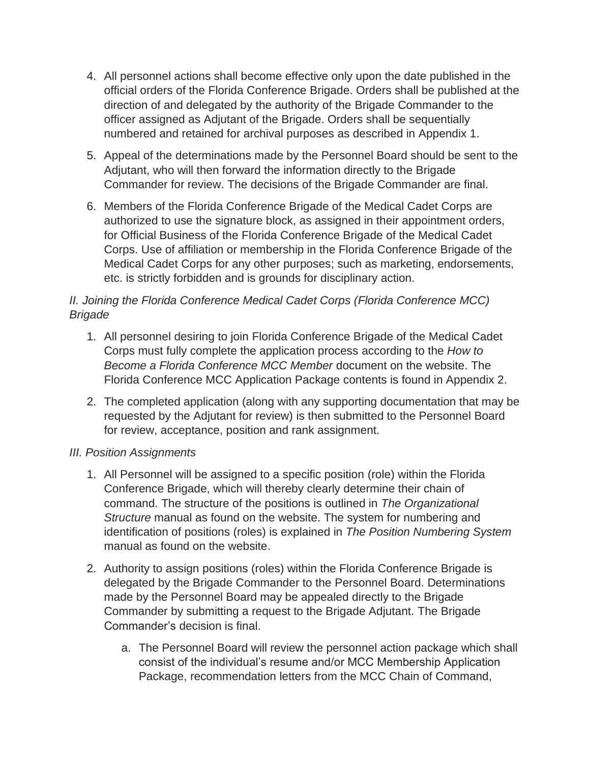4. All personnel actions shall become effective only upon the date published in the official orders of the Florida Conference Brigade. Orders shall be published at the direction of and delegated by the authority of the Brigade Commander to the officer assigned as Adjutant of the Brigade. Orders shall be sequentially numbered and retained for archival purposes as described in Appendix 1.
5. Appeal of the determinations made by the Personnel Board should be sent to the Adjutant, who will then forward the information directly to the Brigade Commander for review. The decisions of the Brigade Commander are final.
6. Members of the Florida Conference Brigade of the Medical Cadet Corps are authorized to use the signature block, as assigned in their appointment orders, for Official Business of the Florida Conference Brigade of the Medical Cadet Corps. Use of affiliation or membership in the Florida Conference Brigade of the Medical Cadet Corps for any other purposes; such as marketing, endorsements, etc. is strictly forbidden and is grounds for disciplinary action.

*II. Joining the Florida Conference Medical Cadet Corps (Florida Conference MCC) Brigade*

1. All personnel desiring to join Florida Conference Brigade of the Medical Cadet Corps must fully complete the application process according to the *How to Become a Florida Conference MCC Member* document on the website. The Florida Conference MCC Application Package contents is found in Appendix 2.
2. The completed application (along with any supporting documentation that may be requested by the Adjutant for review) is then submitted to the Personnel Board for review, acceptance, position and rank assignment.

*III. Position Assignments*

1. All Personnel will be assigned to a specific position (role) within the Florida Conference Brigade, which will thereby clearly determine their chain of command. The structure of the positions is outlined in *The Organizational Structure* manual as found on the website. The system for numbering and identification of positions (roles) is explained in *The Position Numbering System* manual as found on the website.
2. Authority to assign positions (roles) within the Florida Conference Brigade is delegated by the Brigade Commander to the Personnel Board. Determinations made by the Personnel Board may be appealed directly to the Brigade Commander by submitting a request to the Brigade Adjutant. The Brigade Commander's decision is final.
   a. The Personnel Board will review the personnel action package which shall consist of the individual's resume and/or MCC Membership Application Package, recommendation letters from the MCC Chain of Command,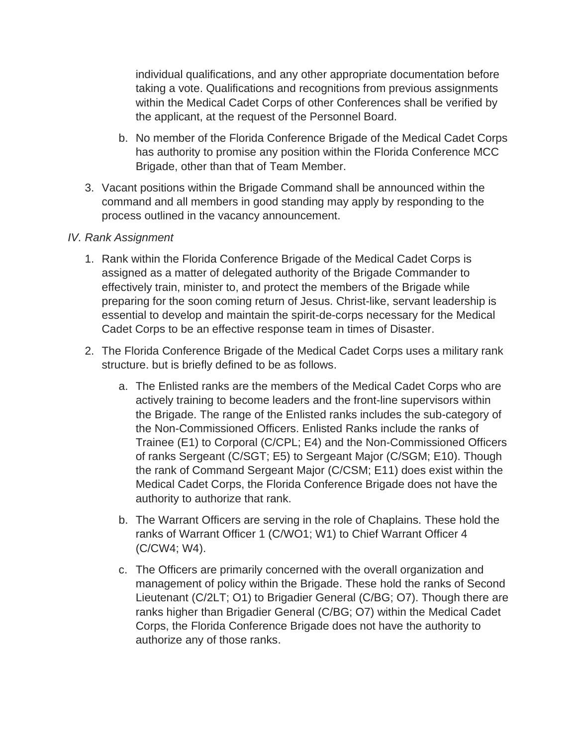individual qualifications, and any other appropriate documentation before taking a vote. Qualifications and recognitions from previous assignments within the Medical Cadet Corps of other Conferences shall be verified by the applicant, at the request of the Personnel Board.

   b. No member of the Florida Conference Brigade of the Medical Cadet Corps has authority to promise any position within the Florida Conference MCC Brigade, other than that of Team Member.

3. Vacant positions within the Brigade Command shall be announced within the command and all members in good standing may apply by responding to the process outlined in the vacancy announcement.

*IV. Rank Assignment*

1. Rank within the Florida Conference Brigade of the Medical Cadet Corps is assigned as a matter of delegated authority of the Brigade Commander to effectively train, minister to, and protect the members of the Brigade while preparing for the soon coming return of Jesus. Christ-like, servant leadership is essential to develop and maintain the spirit-de-corps necessary for the Medical Cadet Corps to be an effective response team in times of Disaster.

2. The Florida Conference Brigade of the Medical Cadet Corps uses a military rank structure. but is briefly defined to be as follows.

   a. The Enlisted ranks are the members of the Medical Cadet Corps who are actively training to become leaders and the front-line supervisors within the Brigade. The range of the Enlisted ranks includes the sub-category of the Non-Commissioned Officers. Enlisted Ranks include the ranks of Trainee (E1) to Corporal (C/CPL; E4) and the Non-Commissioned Officers of ranks Sergeant (C/SGT; E5) to Sergeant Major (C/SGM; E10). Though the rank of Command Sergeant Major (C/CSM; E11) does exist within the Medical Cadet Corps, the Florida Conference Brigade does not have the authority to authorize that rank.

   b. The Warrant Officers are serving in the role of Chaplains. These hold the ranks of Warrant Officer 1 (C/WO1; W1) to Chief Warrant Officer 4 (C/CW4; W4).

   c. The Officers are primarily concerned with the overall organization and management of policy within the Brigade. These hold the ranks of Second Lieutenant (C/2LT; O1) to Brigadier General (C/BG; O7). Though there are ranks higher than Brigadier General (C/BG; O7) within the Medical Cadet Corps, the Florida Conference Brigade does not have the authority to authorize any of those ranks.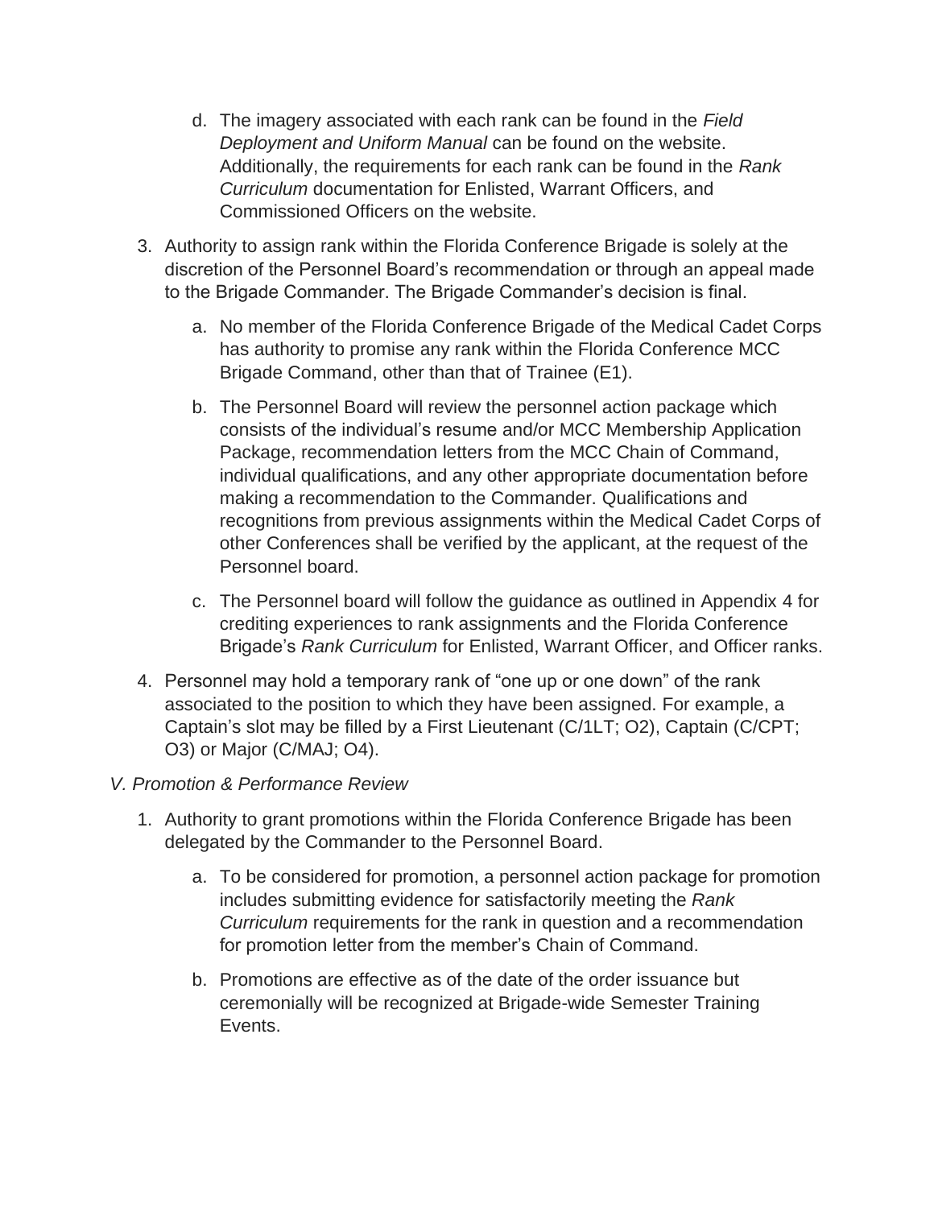d. The imagery associated with each rank can be found in the *Field Deployment and Uniform Manual* can be found on the website. Additionally, the requirements for each rank can be found in the *Rank Curriculum* documentation for Enlisted, Warrant Officers, and Commissioned Officers on the website.

3. Authority to assign rank within the Florida Conference Brigade is solely at the discretion of the Personnel Board's recommendation or through an appeal made to the Brigade Commander. The Brigade Commander's decision is final.

   a. No member of the Florida Conference Brigade of the Medical Cadet Corps has authority to promise any rank within the Florida Conference MCC Brigade Command, other than that of Trainee (E1).

   b. The Personnel Board will review the personnel action package which consists of the individual's resume and/or MCC Membership Application Package, recommendation letters from the MCC Chain of Command, individual qualifications, and any other appropriate documentation before making a recommendation to the Commander. Qualifications and recognitions from previous assignments within the Medical Cadet Corps of other Conferences shall be verified by the applicant, at the request of the Personnel board.

   c. The Personnel board will follow the guidance as outlined in Appendix 4 for crediting experiences to rank assignments and the Florida Conference Brigade's *Rank Curriculum* for Enlisted, Warrant Officer, and Officer ranks.

4. Personnel may hold a temporary rank of "one up or one down" of the rank associated to the position to which they have been assigned. For example, a Captain's slot may be filled by a First Lieutenant (C/1LT; O2), Captain (C/CPT; O3) or Major (C/MAJ; O4).

*V. Promotion & Performance Review*

1. Authority to grant promotions within the Florida Conference Brigade has been delegated by the Commander to the Personnel Board.

   a. To be considered for promotion, a personnel action package for promotion includes submitting evidence for satisfactorily meeting the *Rank Curriculum* requirements for the rank in question and a recommendation for promotion letter from the member's Chain of Command.

   b. Promotions are effective as of the date of the order issuance but ceremonially will be recognized at Brigade-wide Semester Training Events.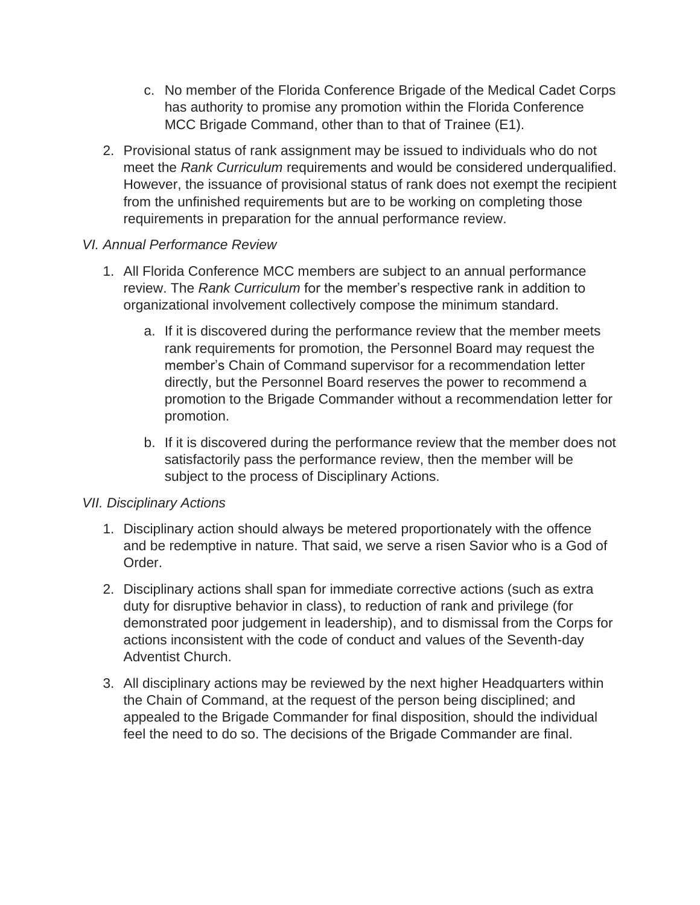c. No member of the Florida Conference Brigade of the Medical Cadet Corps has authority to promise any promotion within the Florida Conference MCC Brigade Command, other than to that of Trainee (E1).

2. Provisional status of rank assignment may be issued to individuals who do not meet the *Rank Curriculum* requirements and would be considered underqualified. However, the issuance of provisional status of rank does not exempt the recipient from the unfinished requirements but are to be working on completing those requirements in preparation for the annual performance review.

*VI. Annual Performance Review*

1. All Florida Conference MCC members are subject to an annual performance review. The *Rank Curriculum* for the member's respective rank in addition to organizational involvement collectively compose the minimum standard.

    a. If it is discovered during the performance review that the member meets rank requirements for promotion, the Personnel Board may request the member's Chain of Command supervisor for a recommendation letter directly, but the Personnel Board reserves the power to recommend a promotion to the Brigade Commander without a recommendation letter for promotion.

    b. If it is discovered during the performance review that the member does not satisfactorily pass the performance review, then the member will be subject to the process of Disciplinary Actions.

*VII. Disciplinary Actions*

1. Disciplinary action should always be metered proportionately with the offence and be redemptive in nature. That said, we serve a risen Savior who is a God of Order.

2. Disciplinary actions shall span for immediate corrective actions (such as extra duty for disruptive behavior in class), to reduction of rank and privilege (for demonstrated poor judgement in leadership), and to dismissal from the Corps for actions inconsistent with the code of conduct and values of the Seventh-day Adventist Church.

3. All disciplinary actions may be reviewed by the next higher Headquarters within the Chain of Command, at the request of the person being disciplined; and appealed to the Brigade Commander for final disposition, should the individual feel the need to do so. The decisions of the Brigade Commander are final.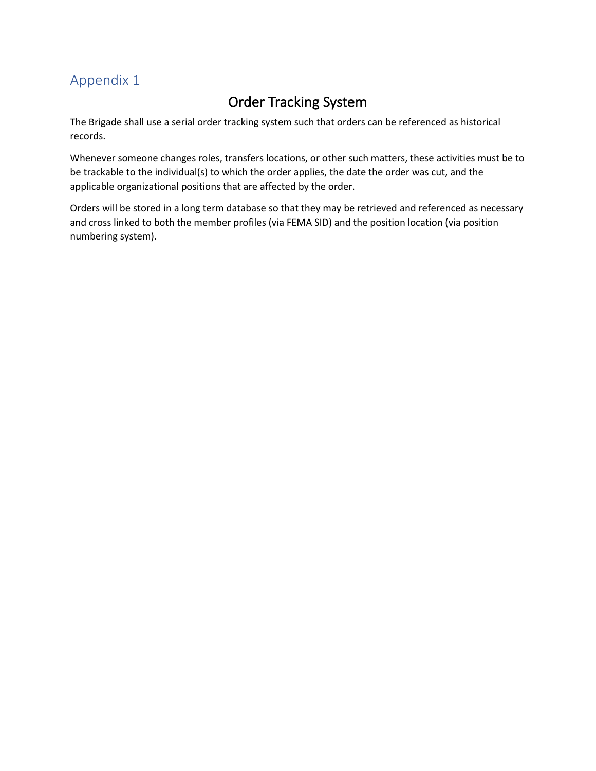## Appendix 1

# Order Tracking System

The Brigade shall use a serial order tracking system such that orders can be referenced as historical records.

Whenever someone changes roles, transfers locations, or other such matters, these activities must be to be trackable to the individual(s) to which the order applies, the date the order was cut, and the applicable organizational positions that are affected by the order.

Orders will be stored in a long term database so that they may be retrieved and referenced as necessary and cross linked to both the member profiles (via FEMA SID) and the position location (via position numbering system).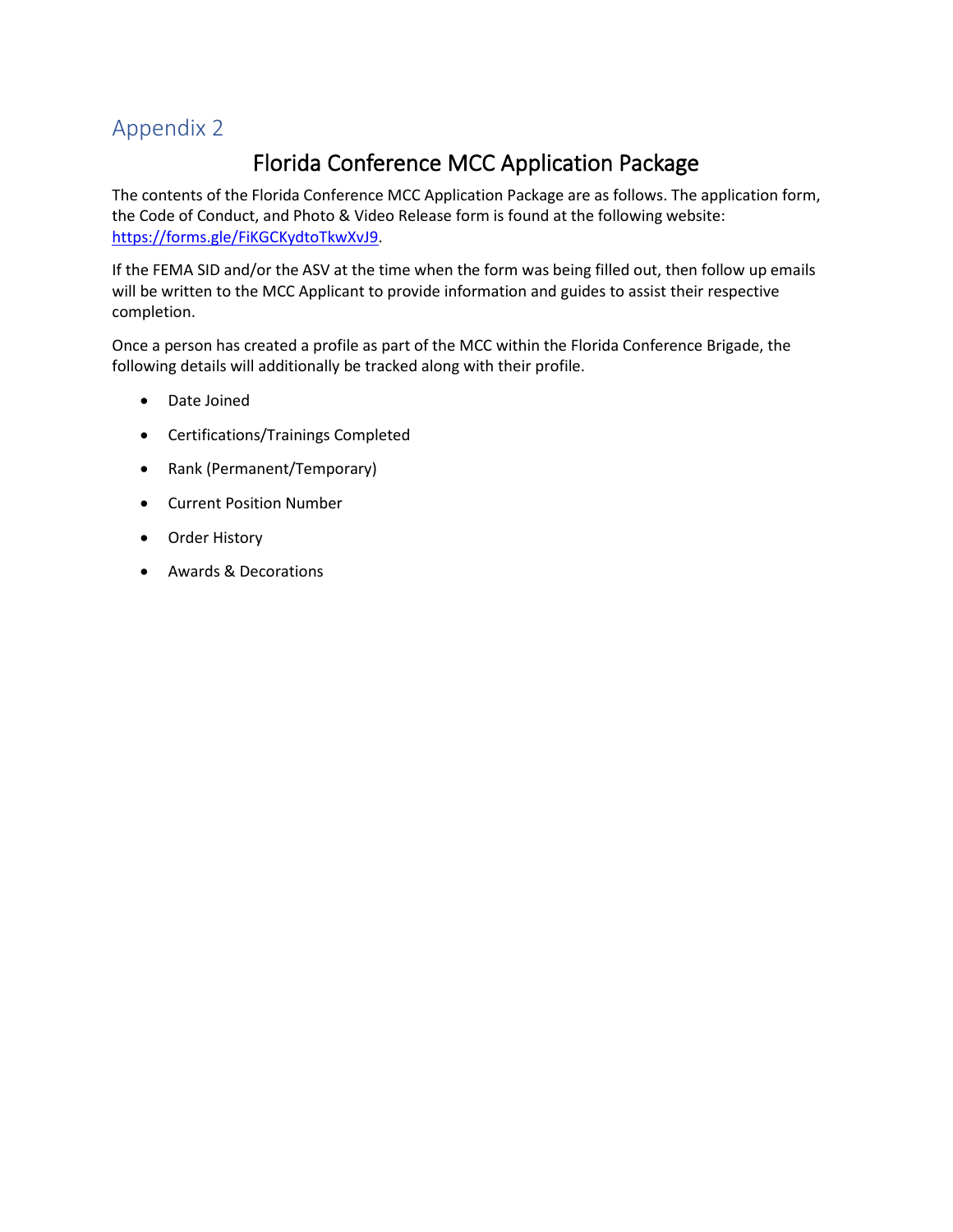## Appendix 2

# Florida Conference MCC Application Package

The contents of the Florida Conference MCC Application Package are as follows. The application form, the Code of Conduct, and Photo & Video Release form is found at the following website: [https://forms.gle/FiKGCKydtoTkwXvJ9](https://forms.gle/FiKGCKydtoTkwXvJ9).

If the FEMA SID and/or the ASV at the time when the form was being filled out, then follow up emails will be written to the MCC Applicant to provide information and guides to assist their respective completion.

Once a person has created a profile as part of the MCC within the Florida Conference Brigade, the following details will additionally be tracked along with their profile.

- Date Joined
- Certifications/Trainings Completed
- Rank (Permanent/Temporary)
- Current Position Number
- Order History
- Awards & Decorations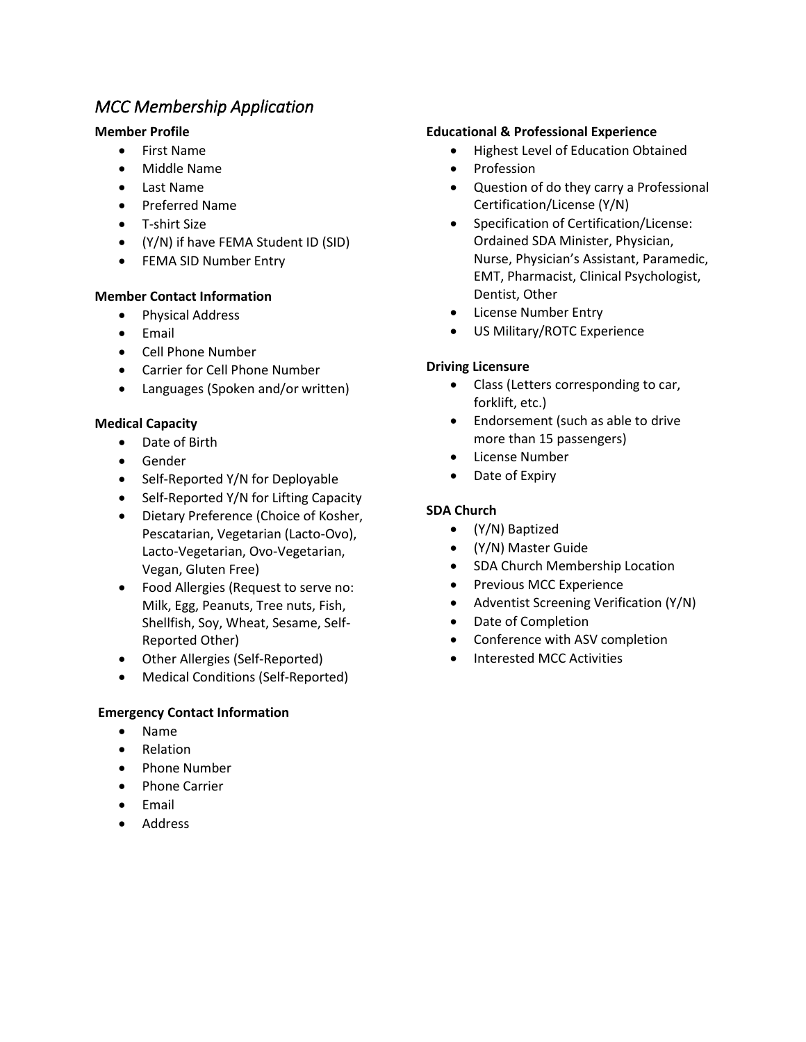## *MCC Membership Application*

**Member Profile**

- First Name
- Middle Name
- Last Name
- Preferred Name
- T-shirt Size
- (Y/N) if have FEMA Student ID (SID)
- FEMA SID Number Entry

**Member Contact Information**

- Physical Address
- Email
- Cell Phone Number
- Carrier for Cell Phone Number
- Languages (Spoken and/or written)

**Medical Capacity**

- Date of Birth
- Gender
- Self-Reported Y/N for Deployable
- Self-Reported Y/N for Lifting Capacity
- Dietary Preference (Choice of Kosher, Pescatarian, Vegetarian (Lacto-Ovo), Lacto-Vegetarian, Ovo-Vegetarian, Vegan, Gluten Free)
- Food Allergies (Request to serve no: Milk, Egg, Peanuts, Tree nuts, Fish, Shellfish, Soy, Wheat, Sesame, Self-Reported Other)
- Other Allergies (Self-Reported)
- Medical Conditions (Self-Reported)

**Emergency Contact Information**

- Name
- Relation
- Phone Number
- Phone Carrier
- Email
- Address

**Educational & Professional Experience**

- Highest Level of Education Obtained
- Profession
- Question of do they carry a Professional Certification/License (Y/N)
- Specification of Certification/License: Ordained SDA Minister, Physician, Nurse, Physician's Assistant, Paramedic, EMT, Pharmacist, Clinical Psychologist, Dentist, Other
- License Number Entry
- US Military/ROTC Experience

**Driving Licensure**

- Class (Letters corresponding to car, forklift, etc.)
- Endorsement (such as able to drive more than 15 passengers)
- License Number
- Date of Expiry

**SDA Church**

- (Y/N) Baptized
- (Y/N) Master Guide
- SDA Church Membership Location
- Previous MCC Experience
- Adventist Screening Verification (Y/N)
- Date of Completion
- Conference with ASV completion
- Interested MCC Activities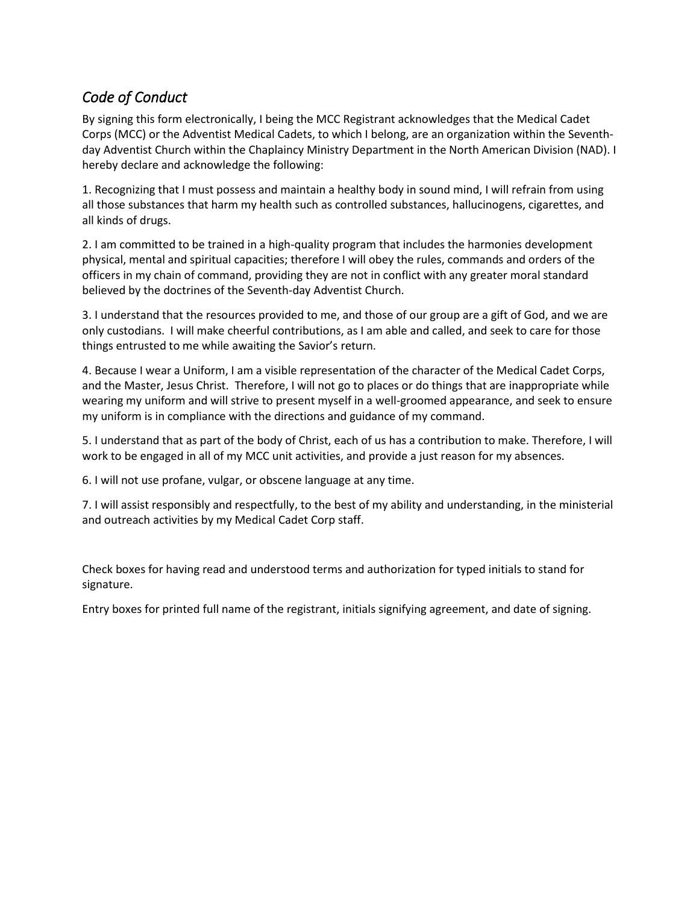## *Code of Conduct*

By signing this form electronically, I being the MCC Registrant acknowledges that the Medical Cadet Corps (MCC) or the Adventist Medical Cadets, to which I belong, are an organization within the Seventh-day Adventist Church within the Chaplaincy Ministry Department in the North American Division (NAD). I hereby declare and acknowledge the following:

1. Recognizing that I must possess and maintain a healthy body in sound mind, I will refrain from using all those substances that harm my health such as controlled substances, hallucinogens, cigarettes, and all kinds of drugs.

2. I am committed to be trained in a high-quality program that includes the harmonies development physical, mental and spiritual capacities; therefore I will obey the rules, commands and orders of the officers in my chain of command, providing they are not in conflict with any greater moral standard believed by the doctrines of the Seventh-day Adventist Church.

3. I understand that the resources provided to me, and those of our group are a gift of God, and we are only custodians. I will make cheerful contributions, as I am able and called, and seek to care for those things entrusted to me while awaiting the Savior's return.

4. Because I wear a Uniform, I am a visible representation of the character of the Medical Cadet Corps, and the Master, Jesus Christ. Therefore, I will not go to places or do things that are inappropriate while wearing my uniform and will strive to present myself in a well-groomed appearance, and seek to ensure my uniform is in compliance with the directions and guidance of my command.

5. I understand that as part of the body of Christ, each of us has a contribution to make. Therefore, I will work to be engaged in all of my MCC unit activities, and provide a just reason for my absences.

6. I will not use profane, vulgar, or obscene language at any time.

7. I will assist responsibly and respectfully, to the best of my ability and understanding, in the ministerial and outreach activities by my Medical Cadet Corp staff.

Check boxes for having read and understood terms and authorization for typed initials to stand for signature.

Entry boxes for printed full name of the registrant, initials signifying agreement, and date of signing.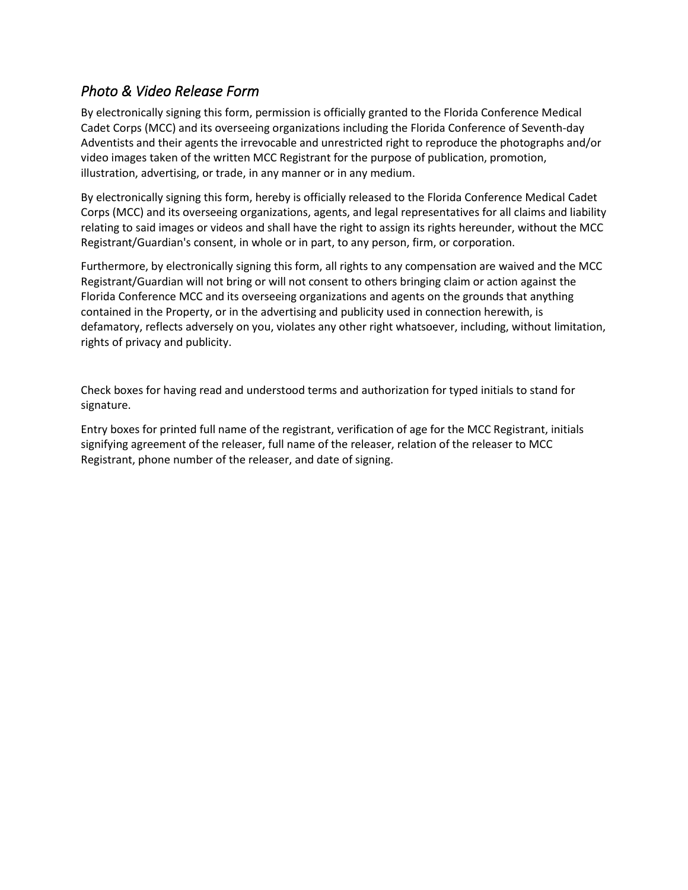## *Photo & Video Release Form*

By electronically signing this form, permission is officially granted to the Florida Conference Medical Cadet Corps (MCC) and its overseeing organizations including the Florida Conference of Seventh-day Adventists and their agents the irrevocable and unrestricted right to reproduce the photographs and/or video images taken of the written MCC Registrant for the purpose of publication, promotion, illustration, advertising, or trade, in any manner or in any medium.

By electronically signing this form, hereby is officially released to the Florida Conference Medical Cadet Corps (MCC) and its overseeing organizations, agents, and legal representatives for all claims and liability relating to said images or videos and shall have the right to assign its rights hereunder, without the MCC Registrant/Guardian's consent, in whole or in part, to any person, firm, or corporation.

Furthermore, by electronically signing this form, all rights to any compensation are waived and the MCC Registrant/Guardian will not bring or will not consent to others bringing claim or action against the Florida Conference MCC and its overseeing organizations and agents on the grounds that anything contained in the Property, or in the advertising and publicity used in connection herewith, is defamatory, reflects adversely on you, violates any other right whatsoever, including, without limitation, rights of privacy and publicity.

Check boxes for having read and understood terms and authorization for typed initials to stand for signature.

Entry boxes for printed full name of the registrant, verification of age for the MCC Registrant, initials signifying agreement of the releaser, full name of the releaser, relation of the releaser to MCC Registrant, phone number of the releaser, and date of signing.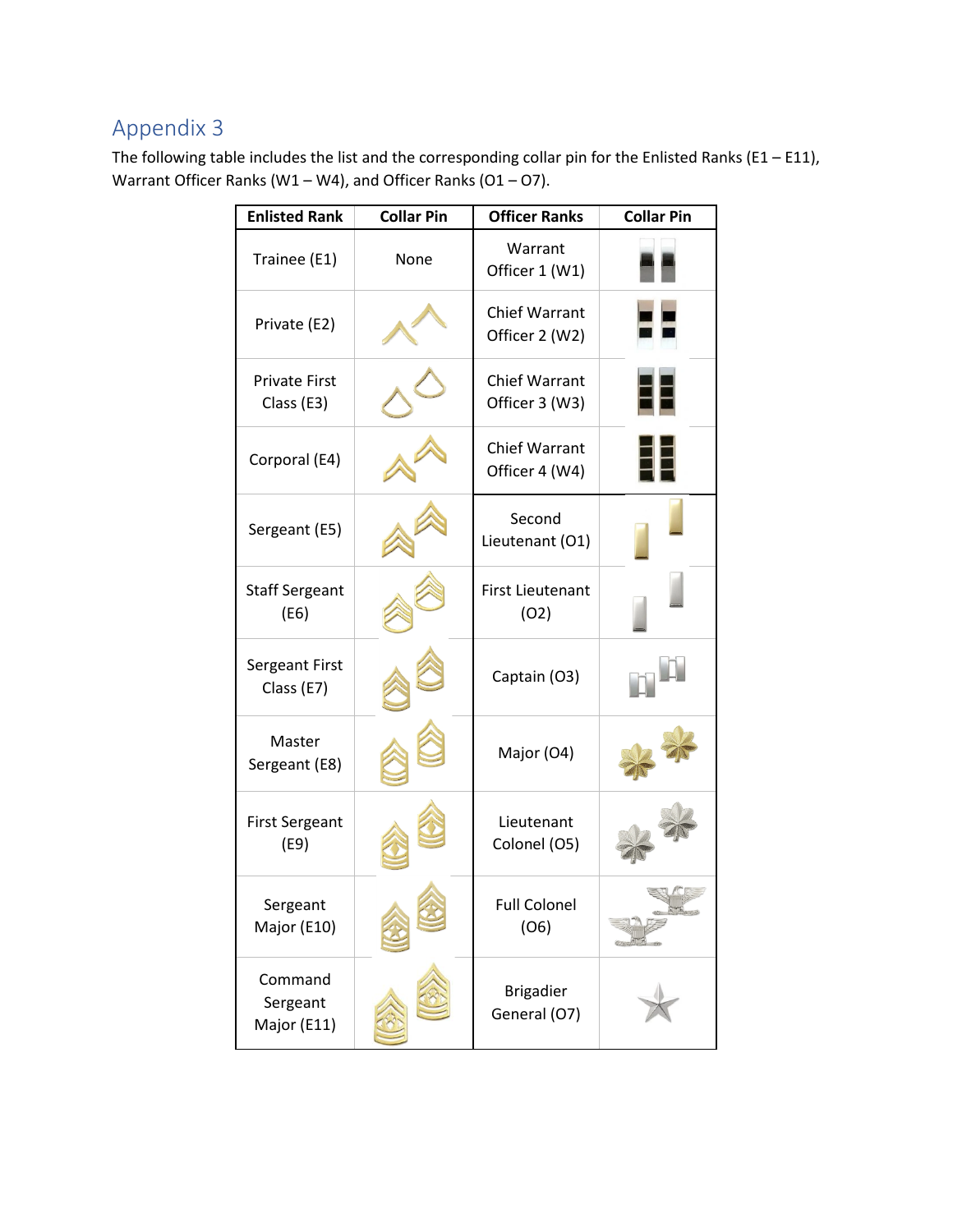## Appendix 3

The following table includes the list and the corresponding collar pin for the Enlisted Ranks (E1 – E11), Warrant Officer Ranks (W1 – W4), and Officer Ranks (O1 – O7).

| Enlisted Rank | Collar Pin | Officer Ranks | Collar Pin |
|---|---|---|---|
| Trainee (E1) | None | Warrant Officer 1 (W1) | |
| Private (E2) | | Chief Warrant Officer 2 (W2) | |
| Private First Class (E3) | | Chief Warrant Officer 3 (W3) | |
| Corporal (E4) | | Chief Warrant Officer 4 (W4) | |
| Sergeant (E5) | | Second Lieutenant (O1) | |
| Staff Sergeant (E6) | | First Lieutenant (O2) | |
| Sergeant First Class (E7) | | Captain (O3) | |
| Master Sergeant (E8) | | Major (O4) | |
| First Sergeant (E9) | | Lieutenant Colonel (O5) | |
| Sergeant Major (E10) | | Full Colonel (O6) | |
| Command Sergeant Major (E11) | | Brigadier General (O7) | |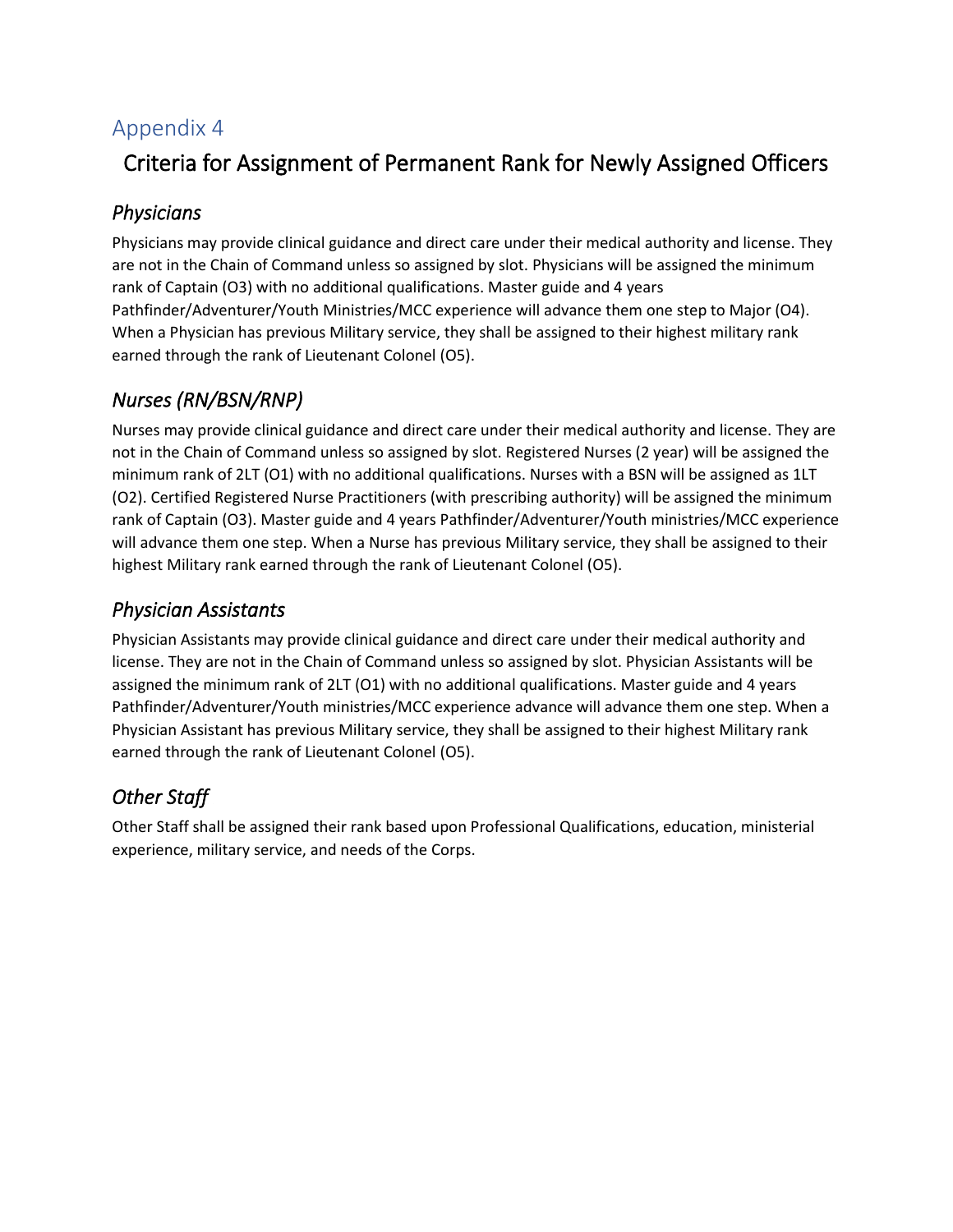# Appendix 4

## Criteria for Assignment of Permanent Rank for Newly Assigned Officers

### *Physicians*

Physicians may provide clinical guidance and direct care under their medical authority and license. They are not in the Chain of Command unless so assigned by slot. Physicians will be assigned the minimum rank of Captain (O3) with no additional qualifications. Master guide and 4 years Pathfinder/Adventurer/Youth Ministries/MCC experience will advance them one step to Major (O4). When a Physician has previous Military service, they shall be assigned to their highest military rank earned through the rank of Lieutenant Colonel (O5).

### *Nurses (RN/BSN/RNP)*

Nurses may provide clinical guidance and direct care under their medical authority and license. They are not in the Chain of Command unless so assigned by slot. Registered Nurses (2 year) will be assigned the minimum rank of 2LT (O1) with no additional qualifications. Nurses with a BSN will be assigned as 1LT (O2). Certified Registered Nurse Practitioners (with prescribing authority) will be assigned the minimum rank of Captain (O3). Master guide and 4 years Pathfinder/Adventurer/Youth ministries/MCC experience will advance them one step. When a Nurse has previous Military service, they shall be assigned to their highest Military rank earned through the rank of Lieutenant Colonel (O5).

### *Physician Assistants*

Physician Assistants may provide clinical guidance and direct care under their medical authority and license. They are not in the Chain of Command unless so assigned by slot. Physician Assistants will be assigned the minimum rank of 2LT (O1) with no additional qualifications. Master guide and 4 years Pathfinder/Adventurer/Youth ministries/MCC experience advance will advance them one step. When a Physician Assistant has previous Military service, they shall be assigned to their highest Military rank earned through the rank of Lieutenant Colonel (O5).

### *Other Staff*

Other Staff shall be assigned their rank based upon Professional Qualifications, education, ministerial experience, military service, and needs of the Corps.